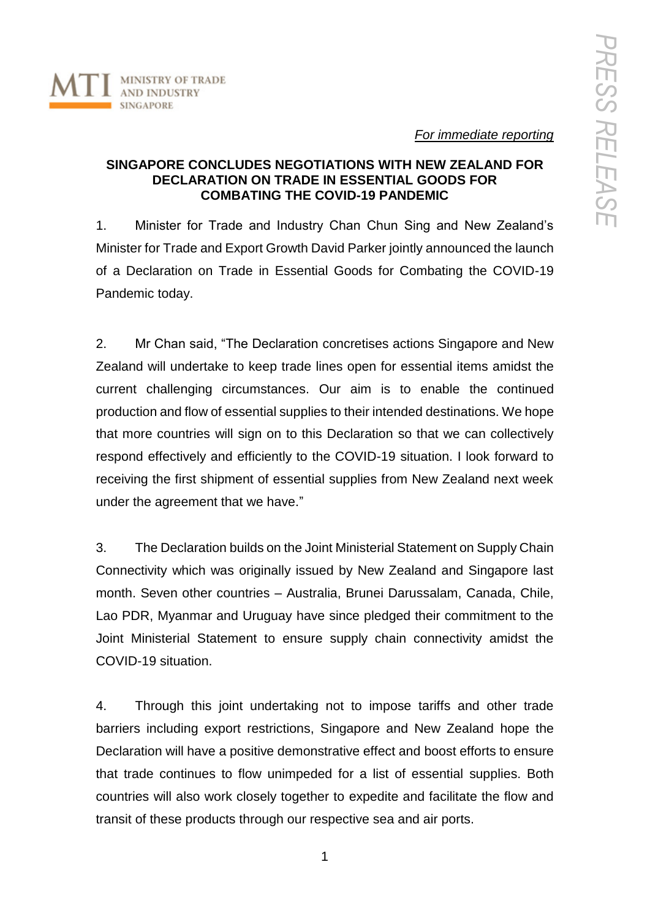MTI MINISTRY OF TRADE AND INDUSTRY SINGAPORE

PRESS RELEASE

*For immediate reporting*

**SINGAPORE CONCLUDES NEGOTIATIONS WITH NEW ZEALAND FOR DECLARATION ON TRADE IN ESSENTIAL GOODS FOR COMBATING THE COVID-19 PANDEMIC**

1. Minister for Trade and Industry Chan Chun Sing and New Zealand's Minister for Trade and Export Growth David Parker jointly announced the launch of a Declaration on Trade in Essential Goods for Combating the COVID-19 Pandemic today.

2. Mr Chan said, "The Declaration concretises actions Singapore and New Zealand will undertake to keep trade lines open for essential items amidst the current challenging circumstances. Our aim is to enable the continued production and flow of essential supplies to their intended destinations. We hope that more countries will sign on to this Declaration so that we can collectively respond effectively and efficiently to the COVID-19 situation. I look forward to receiving the first shipment of essential supplies from New Zealand next week under the agreement that we have."

3. The Declaration builds on the Joint Ministerial Statement on Supply Chain Connectivity which was originally issued by New Zealand and Singapore last month. Seven other countries – Australia, Brunei Darussalam, Canada, Chile, Lao PDR, Myanmar and Uruguay have since pledged their commitment to the Joint Ministerial Statement to ensure supply chain connectivity amidst the COVID-19 situation.

4. Through this joint undertaking not to impose tariffs and other trade barriers including export restrictions, Singapore and New Zealand hope the Declaration will have a positive demonstrative effect and boost efforts to ensure that trade continues to flow unimpeded for a list of essential supplies. Both countries will also work closely together to expedite and facilitate the flow and transit of these products through our respective sea and air ports.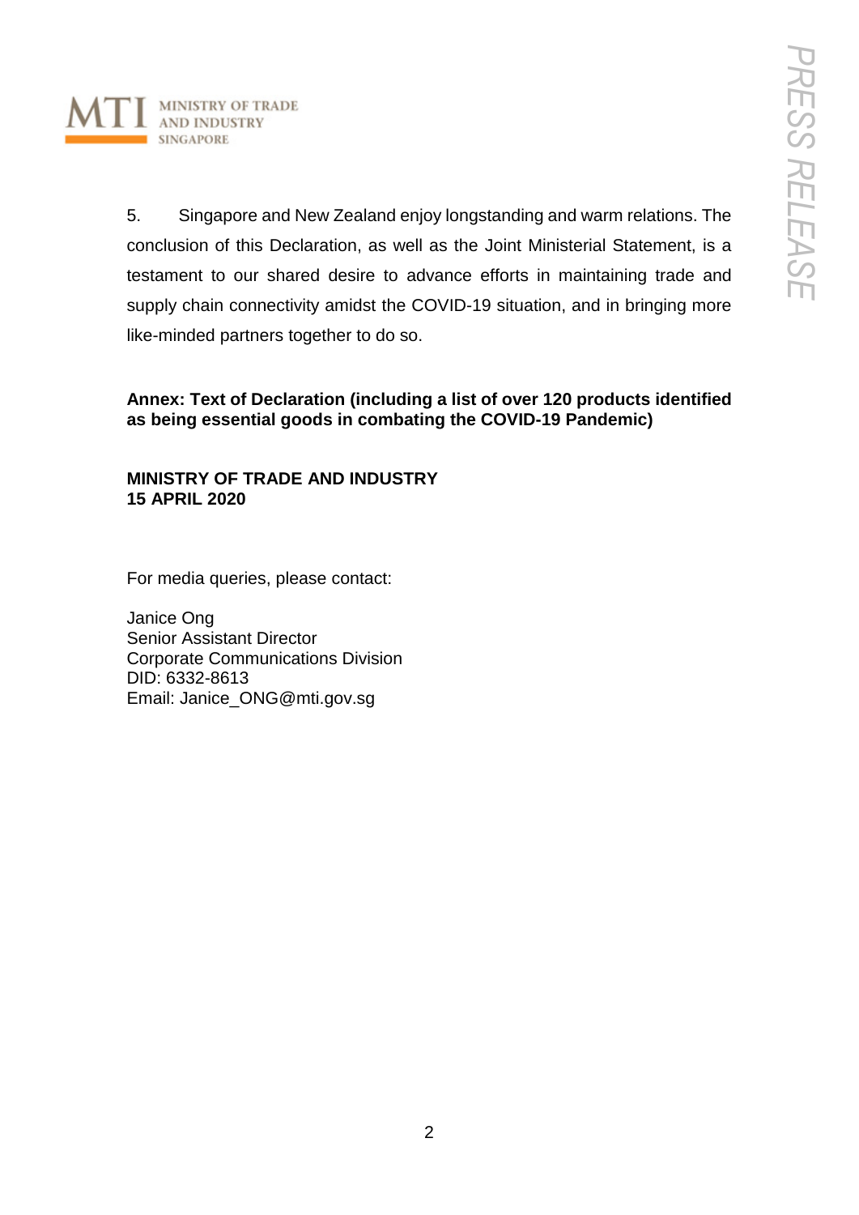5. Singapore and New Zealand enjoy longstanding and warm relations. The conclusion of this Declaration, as well as the Joint Ministerial Statement, is a testament to our shared desire to advance efforts in maintaining trade and supply chain connectivity amidst the COVID-19 situation, and in bringing more like-minded partners together to do so.

**Annex: Text of Declaration (including a list of over 120 products identified as being essential goods in combating the COVID-19 Pandemic)**

**MINISTRY OF TRADE AND INDUSTRY**
**15 APRIL 2020**

For media queries, please contact:

Janice Ong
Senior Assistant Director
Corporate Communications Division
DID: 6332-8613
Email: Janice_ONG@mti.gov.sg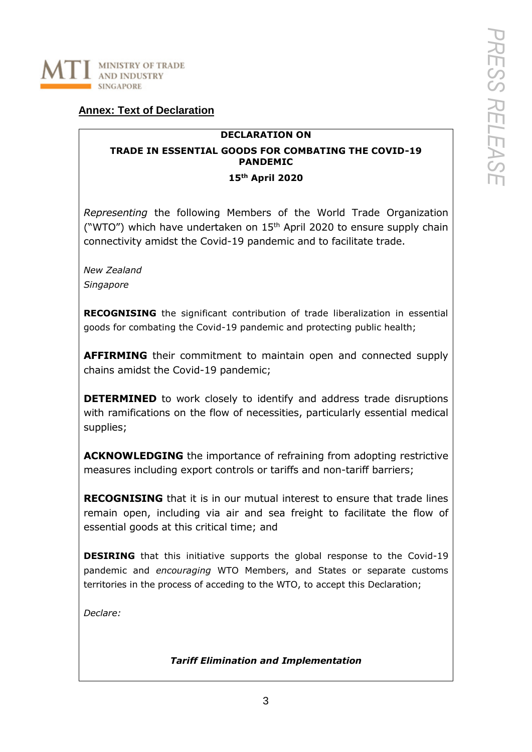## Annex: Text of Declaration

**DECLARATION ON**

**TRADE IN ESSENTIAL GOODS FOR COMBATING THE COVID-19 PANDEMIC**

**15th April 2020**

*Representing* the following Members of the World Trade Organization ("WTO") which have undertaken on 15th April 2020 to ensure supply chain connectivity amidst the Covid-19 pandemic and to facilitate trade.

*New Zealand*
*Singapore*

**RECOGNISING** the significant contribution of trade liberalization in essential goods for combating the Covid-19 pandemic and protecting public health;

**AFFIRMING** their commitment to maintain open and connected supply chains amidst the Covid-19 pandemic;

**DETERMINED** to work closely to identify and address trade disruptions with ramifications on the flow of necessities, particularly essential medical supplies;

**ACKNOWLEDGING** the importance of refraining from adopting restrictive measures including export controls or tariffs and non-tariff barriers;

**RECOGNISING** that it is in our mutual interest to ensure that trade lines remain open, including via air and sea freight to facilitate the flow of essential goods at this critical time; and

**DESIRING** that this initiative supports the global response to the Covid-19 pandemic and *encouraging* WTO Members, and States or separate customs territories in the process of acceding to the WTO, to accept this Declaration;

*Declare:*

***Tariff Elimination and Implementation***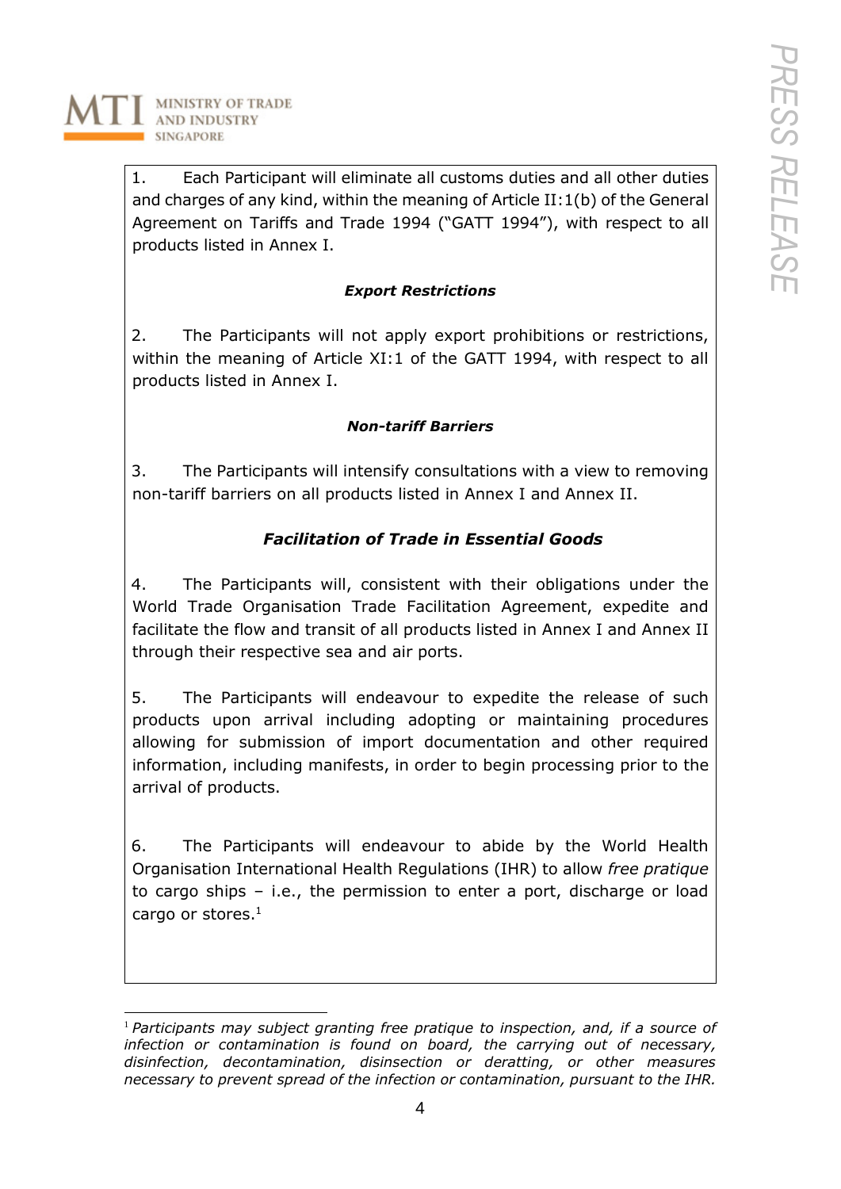1. Each Participant will eliminate all customs duties and all other duties and charges of any kind, within the meaning of Article II:1(b) of the General Agreement on Tariffs and Trade 1994 ("GATT 1994"), with respect to all products listed in Annex I.

***Export Restrictions***

2. The Participants will not apply export prohibitions or restrictions, within the meaning of Article XI:1 of the GATT 1994, with respect to all products listed in Annex I.

***Non-tariff Barriers***

3. The Participants will intensify consultations with a view to removing non-tariff barriers on all products listed in Annex I and Annex II.

***Facilitation of Trade in Essential Goods***

4. The Participants will, consistent with their obligations under the World Trade Organisation Trade Facilitation Agreement, expedite and facilitate the flow and transit of all products listed in Annex I and Annex II through their respective sea and air ports.

5. The Participants will endeavour to expedite the release of such products upon arrival including adopting or maintaining procedures allowing for submission of import documentation and other required information, including manifests, in order to begin processing prior to the arrival of products.

6. The Participants will endeavour to abide by the World Health Organisation International Health Regulations (IHR) to allow *free pratique* to cargo ships – i.e., the permission to enter a port, discharge or load cargo or stores.[1]

---

[1] *Participants may subject granting free pratique to inspection, and, if a source of infection or contamination is found on board, the carrying out of necessary, disinfection, decontamination, disinsection or deratting, or other measures necessary to prevent spread of the infection or contamination, pursuant to the IHR.*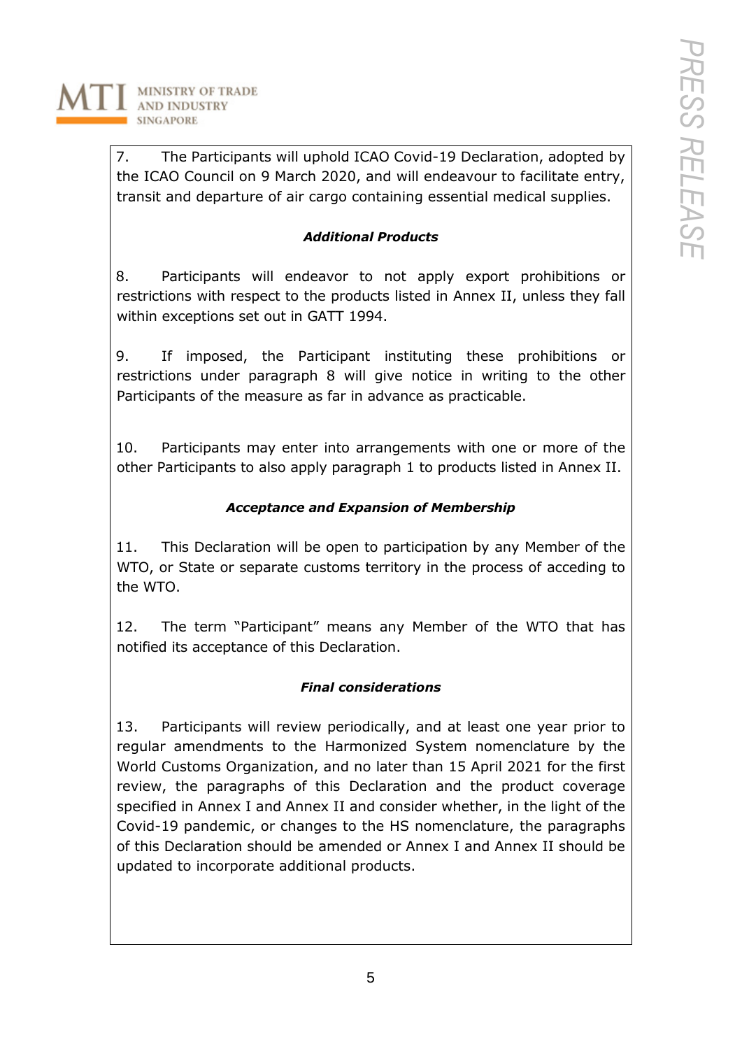7. The Participants will uphold ICAO Covid-19 Declaration, adopted by the ICAO Council on 9 March 2020, and will endeavour to facilitate entry, transit and departure of air cargo containing essential medical supplies.

***Additional Products***

8. Participants will endeavor to not apply export prohibitions or restrictions with respect to the products listed in Annex II, unless they fall within exceptions set out in GATT 1994.

9. If imposed, the Participant instituting these prohibitions or restrictions under paragraph 8 will give notice in writing to the other Participants of the measure as far in advance as practicable.

10. Participants may enter into arrangements with one or more of the other Participants to also apply paragraph 1 to products listed in Annex II.

***Acceptance and Expansion of Membership***

11. This Declaration will be open to participation by any Member of the WTO, or State or separate customs territory in the process of acceding to the WTO.

12. The term "Participant" means any Member of the WTO that has notified its acceptance of this Declaration.

***Final considerations***

13. Participants will review periodically, and at least one year prior to regular amendments to the Harmonized System nomenclature by the World Customs Organization, and no later than 15 April 2021 for the first review, the paragraphs of this Declaration and the product coverage specified in Annex I and Annex II and consider whether, in the light of the Covid-19 pandemic, or changes to the HS nomenclature, the paragraphs of this Declaration should be amended or Annex I and Annex II should be updated to incorporate additional products.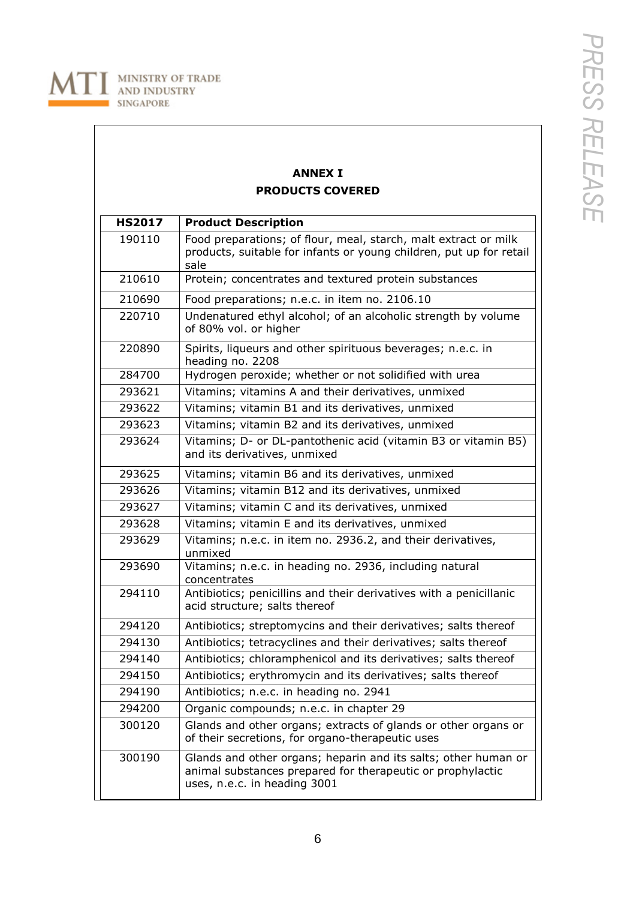## ANNEX I
## PRODUCTS COVERED

| HS2017 | Product Description |
|---|---|
| 190110 | Food preparations; of flour, meal, starch, malt extract or milk products, suitable for infants or young children, put up for retail sale |
| 210610 | Protein; concentrates and textured protein substances |
| 210690 | Food preparations; n.e.c. in item no. 2106.10 |
| 220710 | Undenatured ethyl alcohol; of an alcoholic strength by volume of 80% vol. or higher |
| 220890 | Spirits, liqueurs and other spirituous beverages; n.e.c. in heading no. 2208 |
| 284700 | Hydrogen peroxide; whether or not solidified with urea |
| 293621 | Vitamins; vitamins A and their derivatives, unmixed |
| 293622 | Vitamins; vitamin B1 and its derivatives, unmixed |
| 293623 | Vitamins; vitamin B2 and its derivatives, unmixed |
| 293624 | Vitamins; D- or DL-pantothenic acid (vitamin B3 or vitamin B5) and its derivatives, unmixed |
| 293625 | Vitamins; vitamin B6 and its derivatives, unmixed |
| 293626 | Vitamins; vitamin B12 and its derivatives, unmixed |
| 293627 | Vitamins; vitamin C and its derivatives, unmixed |
| 293628 | Vitamins; vitamin E and its derivatives, unmixed |
| 293629 | Vitamins; n.e.c. in item no. 2936.2, and their derivatives, unmixed |
| 293690 | Vitamins; n.e.c. in heading no. 2936, including natural concentrates |
| 294110 | Antibiotics; penicillins and their derivatives with a penicillanic acid structure; salts thereof |
| 294120 | Antibiotics; streptomycins and their derivatives; salts thereof |
| 294130 | Antibiotics; tetracyclines and their derivatives; salts thereof |
| 294140 | Antibiotics; chloramphenicol and its derivatives; salts thereof |
| 294150 | Antibiotics; erythromycin and its derivatives; salts thereof |
| 294190 | Antibiotics; n.e.c. in heading no. 2941 |
| 294200 | Organic compounds; n.e.c. in chapter 29 |
| 300120 | Glands and other organs; extracts of glands or other organs or of their secretions, for organo-therapeutic uses |
| 300190 | Glands and other organs; heparin and its salts; other human or animal substances prepared for therapeutic or prophylactic uses, n.e.c. in heading 3001 |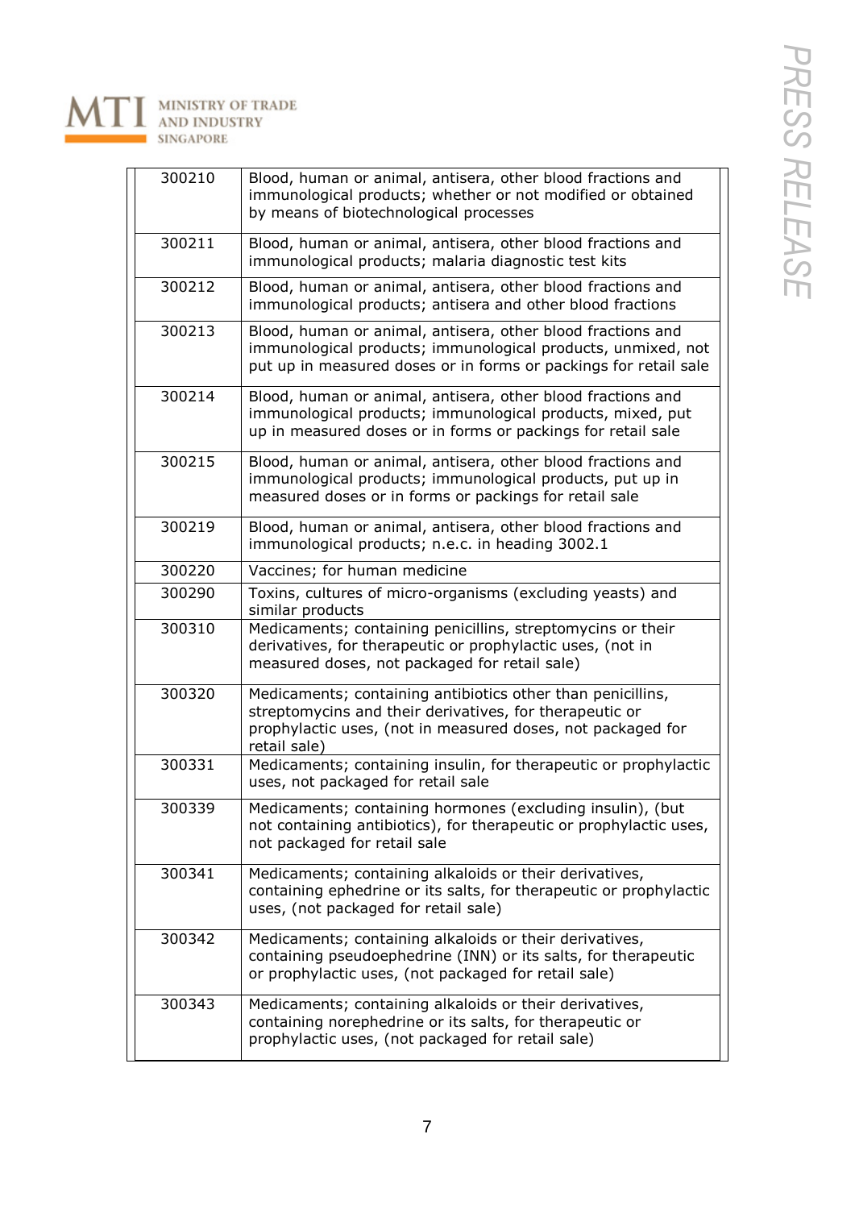| | |
|---|---|
| 300210 | Blood, human or animal, antisera, other blood fractions and immunological products; whether or not modified or obtained by means of biotechnological processes |
| 300211 | Blood, human or animal, antisera, other blood fractions and immunological products; malaria diagnostic test kits |
| 300212 | Blood, human or animal, antisera, other blood fractions and immunological products; antisera and other blood fractions |
| 300213 | Blood, human or animal, antisera, other blood fractions and immunological products; immunological products, unmixed, not put up in measured doses or in forms or packings for retail sale |
| 300214 | Blood, human or animal, antisera, other blood fractions and immunological products; immunological products, mixed, put up in measured doses or in forms or packings for retail sale |
| 300215 | Blood, human or animal, antisera, other blood fractions and immunological products; immunological products, put up in measured doses or in forms or packings for retail sale |
| 300219 | Blood, human or animal, antisera, other blood fractions and immunological products; n.e.c. in heading 3002.1 |
| 300220 | Vaccines; for human medicine |
| 300290 | Toxins, cultures of micro-organisms (excluding yeasts) and similar products |
| 300310 | Medicaments; containing penicillins, streptomycins or their derivatives, for therapeutic or prophylactic uses, (not in measured doses, not packaged for retail sale) |
| 300320 | Medicaments; containing antibiotics other than penicillins, streptomycins and their derivatives, for therapeutic or prophylactic uses, (not in measured doses, not packaged for retail sale) |
| 300331 | Medicaments; containing insulin, for therapeutic or prophylactic uses, not packaged for retail sale |
| 300339 | Medicaments; containing hormones (excluding insulin), (but not containing antibiotics), for therapeutic or prophylactic uses, not packaged for retail sale |
| 300341 | Medicaments; containing alkaloids or their derivatives, containing ephedrine or its salts, for therapeutic or prophylactic uses, (not packaged for retail sale) |
| 300342 | Medicaments; containing alkaloids or their derivatives, containing pseudoephedrine (INN) or its salts, for therapeutic or prophylactic uses, (not packaged for retail sale) |
| 300343 | Medicaments; containing alkaloids or their derivatives, containing norephedrine or its salts, for therapeutic or prophylactic uses, (not packaged for retail sale) |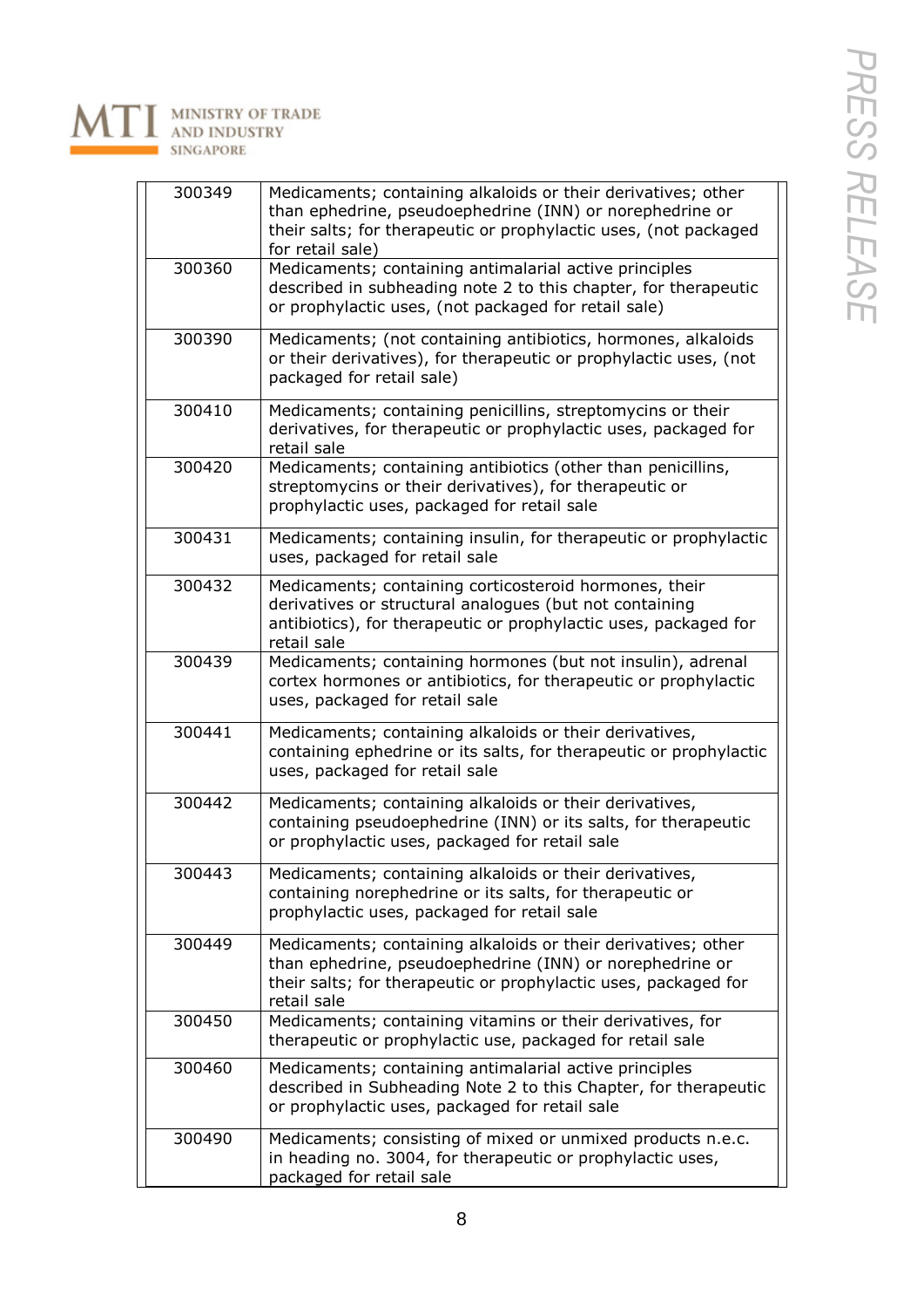| | |
|---|---|
| 300349 | Medicaments; containing alkaloids or their derivatives; other than ephedrine, pseudoephedrine (INN) or norephedrine or their salts; for therapeutic or prophylactic uses, (not packaged for retail sale) |
| 300360 | Medicaments; containing antimalarial active principles described in subheading note 2 to this chapter, for therapeutic or prophylactic uses, (not packaged for retail sale) |
| 300390 | Medicaments; (not containing antibiotics, hormones, alkaloids or their derivatives), for therapeutic or prophylactic uses, (not packaged for retail sale) |
| 300410 | Medicaments; containing penicillins, streptomycins or their derivatives, for therapeutic or prophylactic uses, packaged for retail sale |
| 300420 | Medicaments; containing antibiotics (other than penicillins, streptomycins or their derivatives), for therapeutic or prophylactic uses, packaged for retail sale |
| 300431 | Medicaments; containing insulin, for therapeutic or prophylactic uses, packaged for retail sale |
| 300432 | Medicaments; containing corticosteroid hormones, their derivatives or structural analogues (but not containing antibiotics), for therapeutic or prophylactic uses, packaged for retail sale |
| 300439 | Medicaments; containing hormones (but not insulin), adrenal cortex hormones or antibiotics, for therapeutic or prophylactic uses, packaged for retail sale |
| 300441 | Medicaments; containing alkaloids or their derivatives, containing ephedrine or its salts, for therapeutic or prophylactic uses, packaged for retail sale |
| 300442 | Medicaments; containing alkaloids or their derivatives, containing pseudoephedrine (INN) or its salts, for therapeutic or prophylactic uses, packaged for retail sale |
| 300443 | Medicaments; containing alkaloids or their derivatives, containing norephedrine or its salts, for therapeutic or prophylactic uses, packaged for retail sale |
| 300449 | Medicaments; containing alkaloids or their derivatives; other than ephedrine, pseudoephedrine (INN) or norephedrine or their salts; for therapeutic or prophylactic uses, packaged for retail sale |
| 300450 | Medicaments; containing vitamins or their derivatives, for therapeutic or prophylactic use, packaged for retail sale |
| 300460 | Medicaments; containing antimalarial active principles described in Subheading Note 2 to this Chapter, for therapeutic or prophylactic uses, packaged for retail sale |
| 300490 | Medicaments; consisting of mixed or unmixed products n.e.c. in heading no. 3004, for therapeutic or prophylactic uses, packaged for retail sale |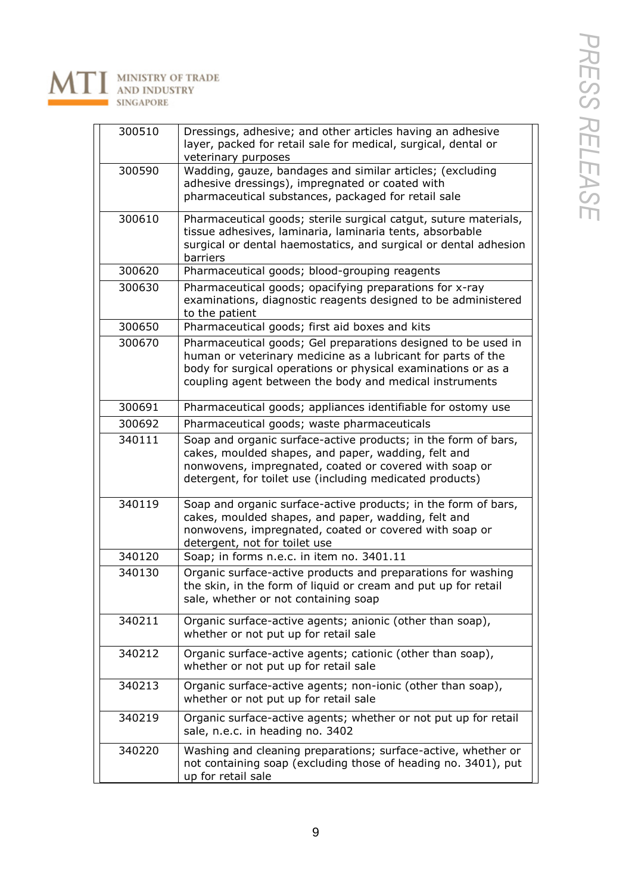| | |
|---|---|
| 300510 | Dressings, adhesive; and other articles having an adhesive layer, packed for retail sale for medical, surgical, dental or veterinary purposes |
| 300590 | Wadding, gauze, bandages and similar articles; (excluding adhesive dressings), impregnated or coated with pharmaceutical substances, packaged for retail sale |
| 300610 | Pharmaceutical goods; sterile surgical catgut, suture materials, tissue adhesives, laminaria, laminaria tents, absorbable surgical or dental haemostatics, and surgical or dental adhesion barriers |
| 300620 | Pharmaceutical goods; blood-grouping reagents |
| 300630 | Pharmaceutical goods; opacifying preparations for x-ray examinations, diagnostic reagents designed to be administered to the patient |
| 300650 | Pharmaceutical goods; first aid boxes and kits |
| 300670 | Pharmaceutical goods; Gel preparations designed to be used in human or veterinary medicine as a lubricant for parts of the body for surgical operations or physical examinations or as a coupling agent between the body and medical instruments |
| 300691 | Pharmaceutical goods; appliances identifiable for ostomy use |
| 300692 | Pharmaceutical goods; waste pharmaceuticals |
| 340111 | Soap and organic surface-active products; in the form of bars, cakes, moulded shapes, and paper, wadding, felt and nonwovens, impregnated, coated or covered with soap or detergent, for toilet use (including medicated products) |
| 340119 | Soap and organic surface-active products; in the form of bars, cakes, moulded shapes, and paper, wadding, felt and nonwovens, impregnated, coated or covered with soap or detergent, not for toilet use |
| 340120 | Soap; in forms n.e.c. in item no. 3401.11 |
| 340130 | Organic surface-active products and preparations for washing the skin, in the form of liquid or cream and put up for retail sale, whether or not containing soap |
| 340211 | Organic surface-active agents; anionic (other than soap), whether or not put up for retail sale |
| 340212 | Organic surface-active agents; cationic (other than soap), whether or not put up for retail sale |
| 340213 | Organic surface-active agents; non-ionic (other than soap), whether or not put up for retail sale |
| 340219 | Organic surface-active agents; whether or not put up for retail sale, n.e.c. in heading no. 3402 |
| 340220 | Washing and cleaning preparations; surface-active, whether or not containing soap (excluding those of heading no. 3401), put up for retail sale |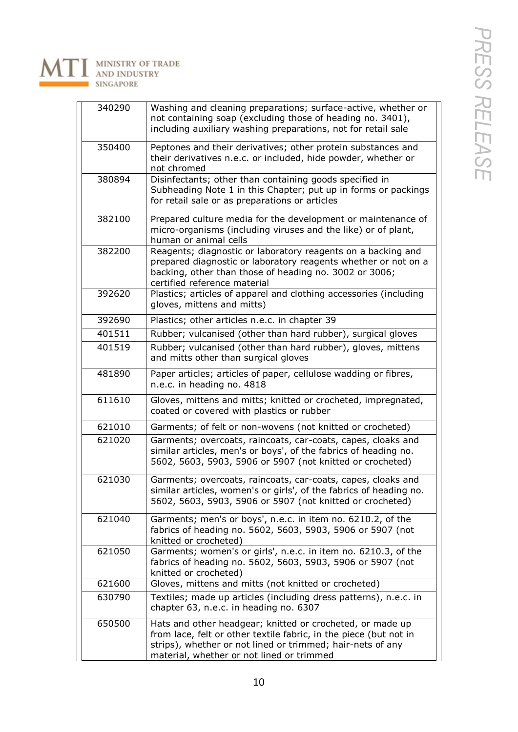| | |
|---|---|
| 340290 | Washing and cleaning preparations; surface-active, whether or not containing soap (excluding those of heading no. 3401), including auxiliary washing preparations, not for retail sale |
| 350400 | Peptones and their derivatives; other protein substances and their derivatives n.e.c. or included, hide powder, whether or not chromed |
| 380894 | Disinfectants; other than containing goods specified in Subheading Note 1 in this Chapter; put up in forms or packings for retail sale or as preparations or articles |
| 382100 | Prepared culture media for the development or maintenance of micro-organisms (including viruses and the like) or of plant, human or animal cells |
| 382200 | Reagents; diagnostic or laboratory reagents on a backing and prepared diagnostic or laboratory reagents whether or not on a backing, other than those of heading no. 3002 or 3006; certified reference material |
| 392620 | Plastics; articles of apparel and clothing accessories (including gloves, mittens and mitts) |
| 392690 | Plastics; other articles n.e.c. in chapter 39 |
| 401511 | Rubber; vulcanised (other than hard rubber), surgical gloves |
| 401519 | Rubber; vulcanised (other than hard rubber), gloves, mittens and mitts other than surgical gloves |
| 481890 | Paper articles; articles of paper, cellulose wadding or fibres, n.e.c. in heading no. 4818 |
| 611610 | Gloves, mittens and mitts; knitted or crocheted, impregnated, coated or covered with plastics or rubber |
| 621010 | Garments; of felt or non-wovens (not knitted or crocheted) |
| 621020 | Garments; overcoats, raincoats, car-coats, capes, cloaks and similar articles, men's or boys', of the fabrics of heading no. 5602, 5603, 5903, 5906 or 5907 (not knitted or crocheted) |
| 621030 | Garments; overcoats, raincoats, car-coats, capes, cloaks and similar articles, women's or girls', of the fabrics of heading no. 5602, 5603, 5903, 5906 or 5907 (not knitted or crocheted) |
| 621040 | Garments; men's or boys', n.e.c. in item no. 6210.2, of the fabrics of heading no. 5602, 5603, 5903, 5906 or 5907 (not knitted or crocheted) |
| 621050 | Garments; women's or girls', n.e.c. in item no. 6210.3, of the fabrics of heading no. 5602, 5603, 5903, 5906 or 5907 (not knitted or crocheted) |
| 621600 | Gloves, mittens and mitts (not knitted or crocheted) |
| 630790 | Textiles; made up articles (including dress patterns), n.e.c. in chapter 63, n.e.c. in heading no. 6307 |
| 650500 | Hats and other headgear; knitted or crocheted, or made up from lace, felt or other textile fabric, in the piece (but not in strips), whether or not lined or trimmed; hair-nets of any material, whether or not lined or trimmed |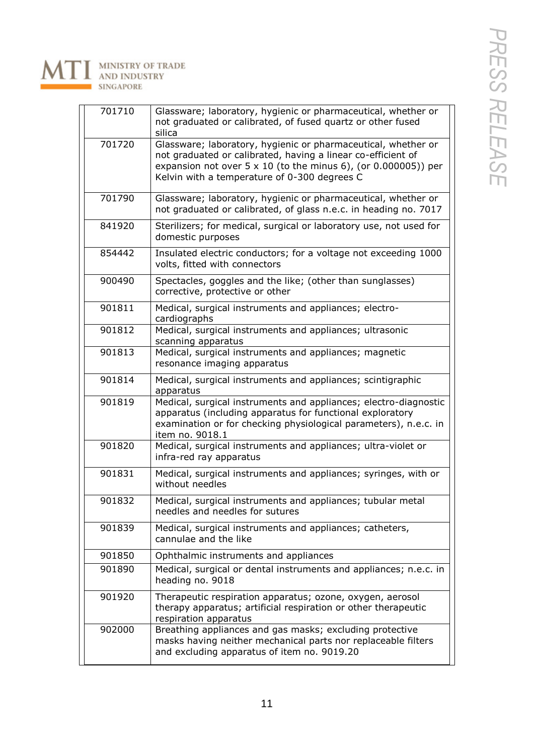| | |
|---|---|
| 701710 | Glassware; laboratory, hygienic or pharmaceutical, whether or not graduated or calibrated, of fused quartz or other fused silica |
| 701720 | Glassware; laboratory, hygienic or pharmaceutical, whether or not graduated or calibrated, having a linear co-efficient of expansion not over 5 x 10 (to the minus 6), (or 0.000005)) per Kelvin with a temperature of 0-300 degrees C |
| 701790 | Glassware; laboratory, hygienic or pharmaceutical, whether or not graduated or calibrated, of glass n.e.c. in heading no. 7017 |
| 841920 | Sterilizers; for medical, surgical or laboratory use, not used for domestic purposes |
| 854442 | Insulated electric conductors; for a voltage not exceeding 1000 volts, fitted with connectors |
| 900490 | Spectacles, goggles and the like; (other than sunglasses) corrective, protective or other |
| 901811 | Medical, surgical instruments and appliances; electro-cardiographs |
| 901812 | Medical, surgical instruments and appliances; ultrasonic scanning apparatus |
| 901813 | Medical, surgical instruments and appliances; magnetic resonance imaging apparatus |
| 901814 | Medical, surgical instruments and appliances; scintigraphic apparatus |
| 901819 | Medical, surgical instruments and appliances; electro-diagnostic apparatus (including apparatus for functional exploratory examination or for checking physiological parameters), n.e.c. in item no. 9018.1 |
| 901820 | Medical, surgical instruments and appliances; ultra-violet or infra-red ray apparatus |
| 901831 | Medical, surgical instruments and appliances; syringes, with or without needles |
| 901832 | Medical, surgical instruments and appliances; tubular metal needles and needles for sutures |
| 901839 | Medical, surgical instruments and appliances; catheters, cannulae and the like |
| 901850 | Ophthalmic instruments and appliances |
| 901890 | Medical, surgical or dental instruments and appliances; n.e.c. in heading no. 9018 |
| 901920 | Therapeutic respiration apparatus; ozone, oxygen, aerosol therapy apparatus; artificial respiration or other therapeutic respiration apparatus |
| 902000 | Breathing appliances and gas masks; excluding protective masks having neither mechanical parts nor replaceable filters and excluding apparatus of item no. 9019.20 |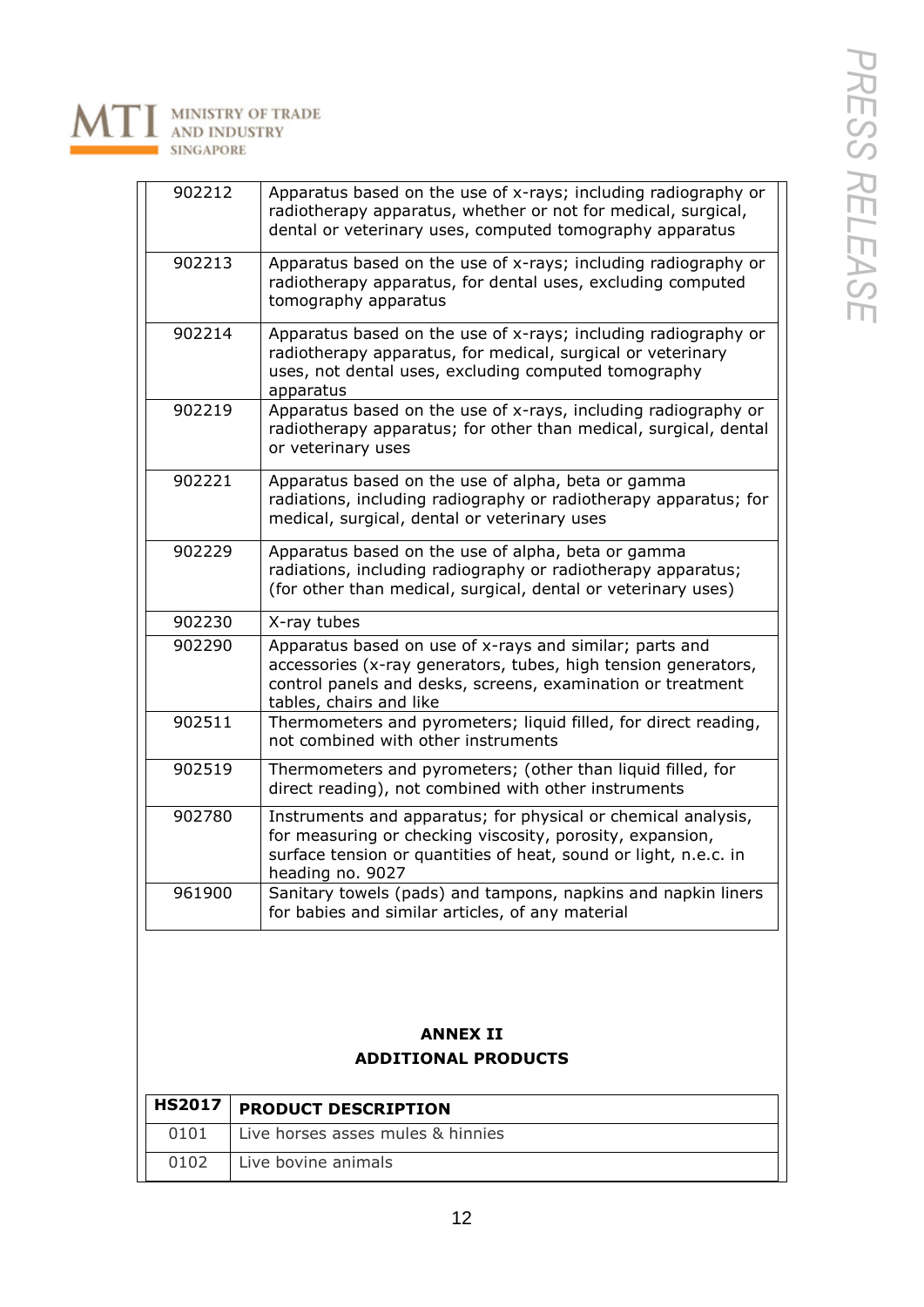| | |
|---|---|
| 902212 | Apparatus based on the use of x-rays; including radiography or radiotherapy apparatus, whether or not for medical, surgical, dental or veterinary uses, computed tomography apparatus |
| 902213 | Apparatus based on the use of x-rays; including radiography or radiotherapy apparatus, for dental uses, excluding computed tomography apparatus |
| 902214 | Apparatus based on the use of x-rays; including radiography or radiotherapy apparatus, for medical, surgical or veterinary uses, not dental uses, excluding computed tomography apparatus |
| 902219 | Apparatus based on the use of x-rays, including radiography or radiotherapy apparatus; for other than medical, surgical, dental or veterinary uses |
| 902221 | Apparatus based on the use of alpha, beta or gamma radiations, including radiography or radiotherapy apparatus; for medical, surgical, dental or veterinary uses |
| 902229 | Apparatus based on the use of alpha, beta or gamma radiations, including radiography or radiotherapy apparatus; (for other than medical, surgical, dental or veterinary uses) |
| 902230 | X-ray tubes |
| 902290 | Apparatus based on use of x-rays and similar; parts and accessories (x-ray generators, tubes, high tension generators, control panels and desks, screens, examination or treatment tables, chairs and like |
| 902511 | Thermometers and pyrometers; liquid filled, for direct reading, not combined with other instruments |
| 902519 | Thermometers and pyrometers; (other than liquid filled, for direct reading), not combined with other instruments |
| 902780 | Instruments and apparatus; for physical or chemical analysis, for measuring or checking viscosity, porosity, expansion, surface tension or quantities of heat, sound or light, n.e.c. in heading no. 9027 |
| 961900 | Sanitary towels (pads) and tampons, napkins and napkin liners for babies and similar articles, of any material |

**ANNEX II**

**ADDITIONAL PRODUCTS**

| HS2017 | PRODUCT DESCRIPTION |
|---|---|
| 0101 | Live horses asses mules & hinnies |
| 0102 | Live bovine animals |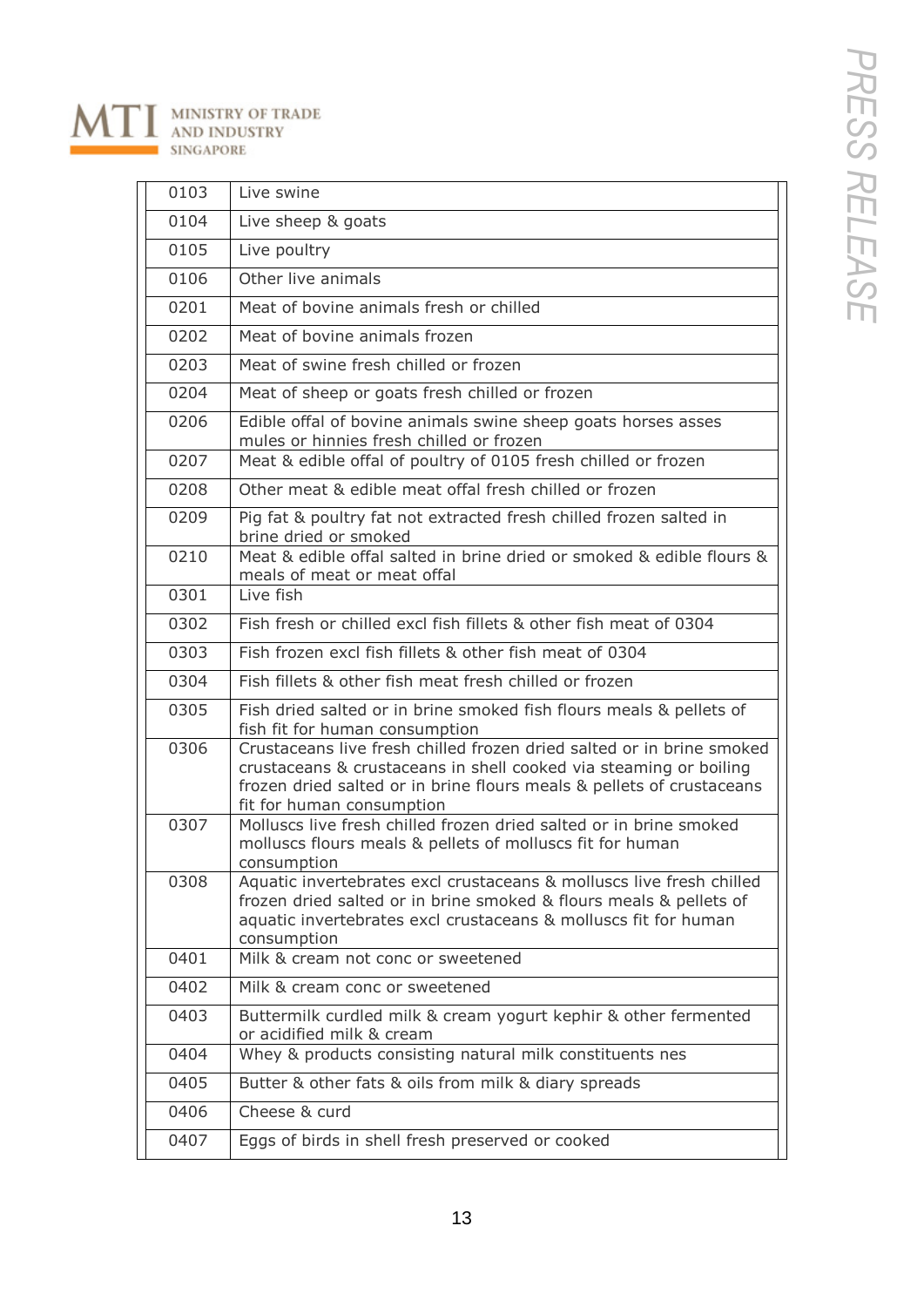| | |
|---|---|
| 0103 | Live swine |
| 0104 | Live sheep & goats |
| 0105 | Live poultry |
| 0106 | Other live animals |
| 0201 | Meat of bovine animals fresh or chilled |
| 0202 | Meat of bovine animals frozen |
| 0203 | Meat of swine fresh chilled or frozen |
| 0204 | Meat of sheep or goats fresh chilled or frozen |
| 0206 | Edible offal of bovine animals swine sheep goats horses asses mules or hinnies fresh chilled or frozen |
| 0207 | Meat & edible offal of poultry of 0105 fresh chilled or frozen |
| 0208 | Other meat & edible meat offal fresh chilled or frozen |
| 0209 | Pig fat & poultry fat not extracted fresh chilled frozen salted in brine dried or smoked |
| 0210 | Meat & edible offal salted in brine dried or smoked & edible flours & meals of meat or meat offal |
| 0301 | Live fish |
| 0302 | Fish fresh or chilled excl fish fillets & other fish meat of 0304 |
| 0303 | Fish frozen excl fish fillets & other fish meat of 0304 |
| 0304 | Fish fillets & other fish meat fresh chilled or frozen |
| 0305 | Fish dried salted or in brine smoked fish flours meals & pellets of fish fit for human consumption |
| 0306 | Crustaceans live fresh chilled frozen dried salted or in brine smoked crustaceans & crustaceans in shell cooked via steaming or boiling frozen dried salted or in brine flours meals & pellets of crustaceans fit for human consumption |
| 0307 | Molluscs live fresh chilled frozen dried salted or in brine smoked molluscs flours meals & pellets of molluscs fit for human consumption |
| 0308 | Aquatic invertebrates excl crustaceans & molluscs live fresh chilled frozen dried salted or in brine smoked & flours meals & pellets of aquatic invertebrates excl crustaceans & molluscs fit for human consumption |
| 0401 | Milk & cream not conc or sweetened |
| 0402 | Milk & cream conc or sweetened |
| 0403 | Buttermilk curdled milk & cream yogurt kephir & other fermented or acidified milk & cream |
| 0404 | Whey & products consisting natural milk constituents nes |
| 0405 | Butter & other fats & oils from milk & diary spreads |
| 0406 | Cheese & curd |
| 0407 | Eggs of birds in shell fresh preserved or cooked |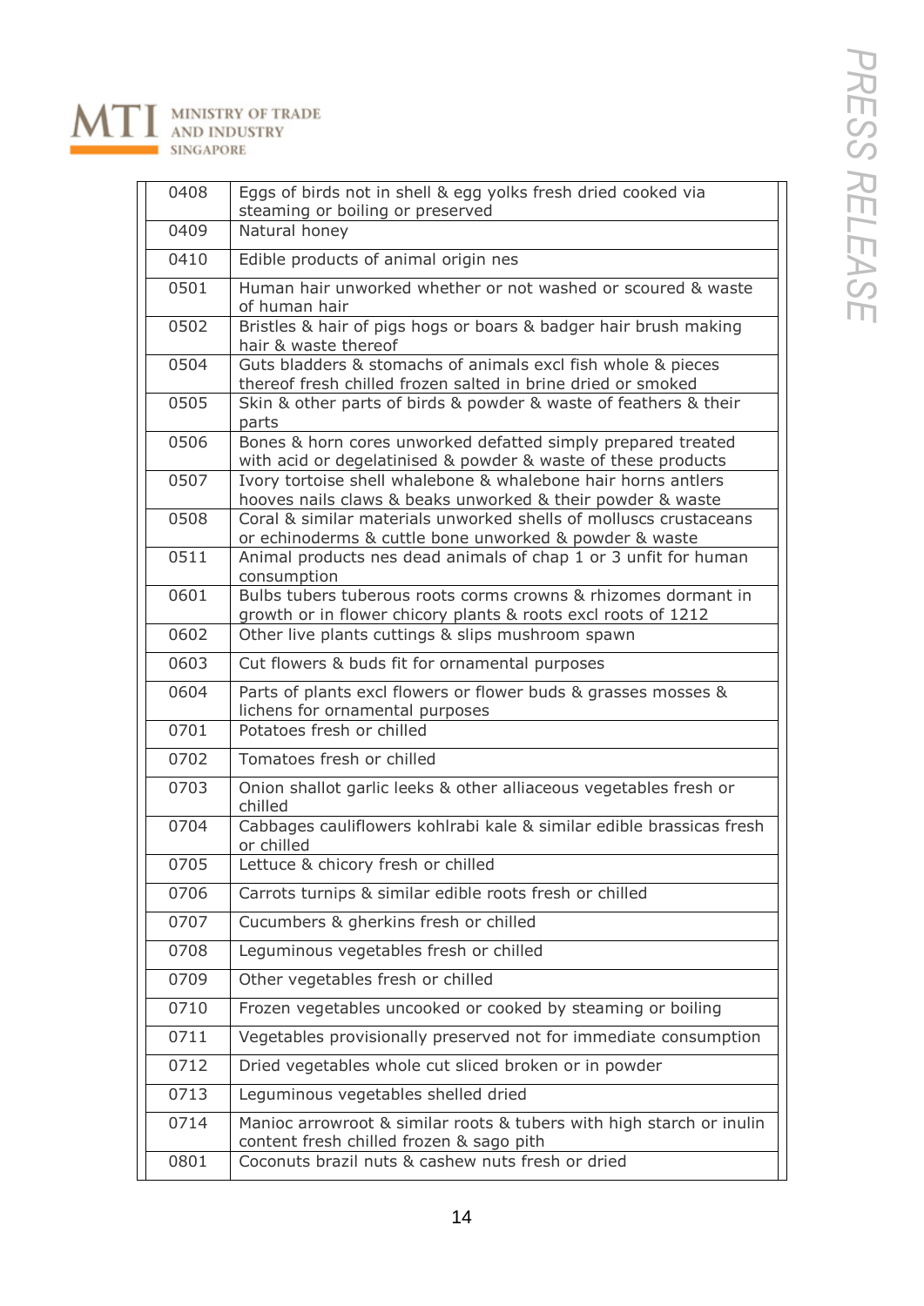| | |
|---|---|
| 0408 | Eggs of birds not in shell & egg yolks fresh dried cooked via steaming or boiling or preserved |
| 0409 | Natural honey |
| 0410 | Edible products of animal origin nes |
| 0501 | Human hair unworked whether or not washed or scoured & waste of human hair |
| 0502 | Bristles & hair of pigs hogs or boars & badger hair brush making hair & waste thereof |
| 0504 | Guts bladders & stomachs of animals excl fish whole & pieces thereof fresh chilled frozen salted in brine dried or smoked |
| 0505 | Skin & other parts of birds & powder & waste of feathers & their parts |
| 0506 | Bones & horn cores unworked defatted simply prepared treated with acid or degelatinised & powder & waste of these products |
| 0507 | Ivory tortoise shell whalebone & whalebone hair horns antlers hooves nails claws & beaks unworked & their powder & waste |
| 0508 | Coral & similar materials unworked shells of molluscs crustaceans or echinoderms & cuttle bone unworked & powder & waste |
| 0511 | Animal products nes dead animals of chap 1 or 3 unfit for human consumption |
| 0601 | Bulbs tubers tuberous roots corms crowns & rhizomes dormant in growth or in flower chicory plants & roots excl roots of 1212 |
| 0602 | Other live plants cuttings & slips mushroom spawn |
| 0603 | Cut flowers & buds fit for ornamental purposes |
| 0604 | Parts of plants excl flowers or flower buds & grasses mosses & lichens for ornamental purposes |
| 0701 | Potatoes fresh or chilled |
| 0702 | Tomatoes fresh or chilled |
| 0703 | Onion shallot garlic leeks & other alliaceous vegetables fresh or chilled |
| 0704 | Cabbages cauliflowers kohlrabi kale & similar edible brassicas fresh or chilled |
| 0705 | Lettuce & chicory fresh or chilled |
| 0706 | Carrots turnips & similar edible roots fresh or chilled |
| 0707 | Cucumbers & gherkins fresh or chilled |
| 0708 | Leguminous vegetables fresh or chilled |
| 0709 | Other vegetables fresh or chilled |
| 0710 | Frozen vegetables uncooked or cooked by steaming or boiling |
| 0711 | Vegetables provisionally preserved not for immediate consumption |
| 0712 | Dried vegetables whole cut sliced broken or in powder |
| 0713 | Leguminous vegetables shelled dried |
| 0714 | Manioc arrowroot & similar roots & tubers with high starch or inulin content fresh chilled frozen & sago pith |
| 0801 | Coconuts brazil nuts & cashew nuts fresh or dried |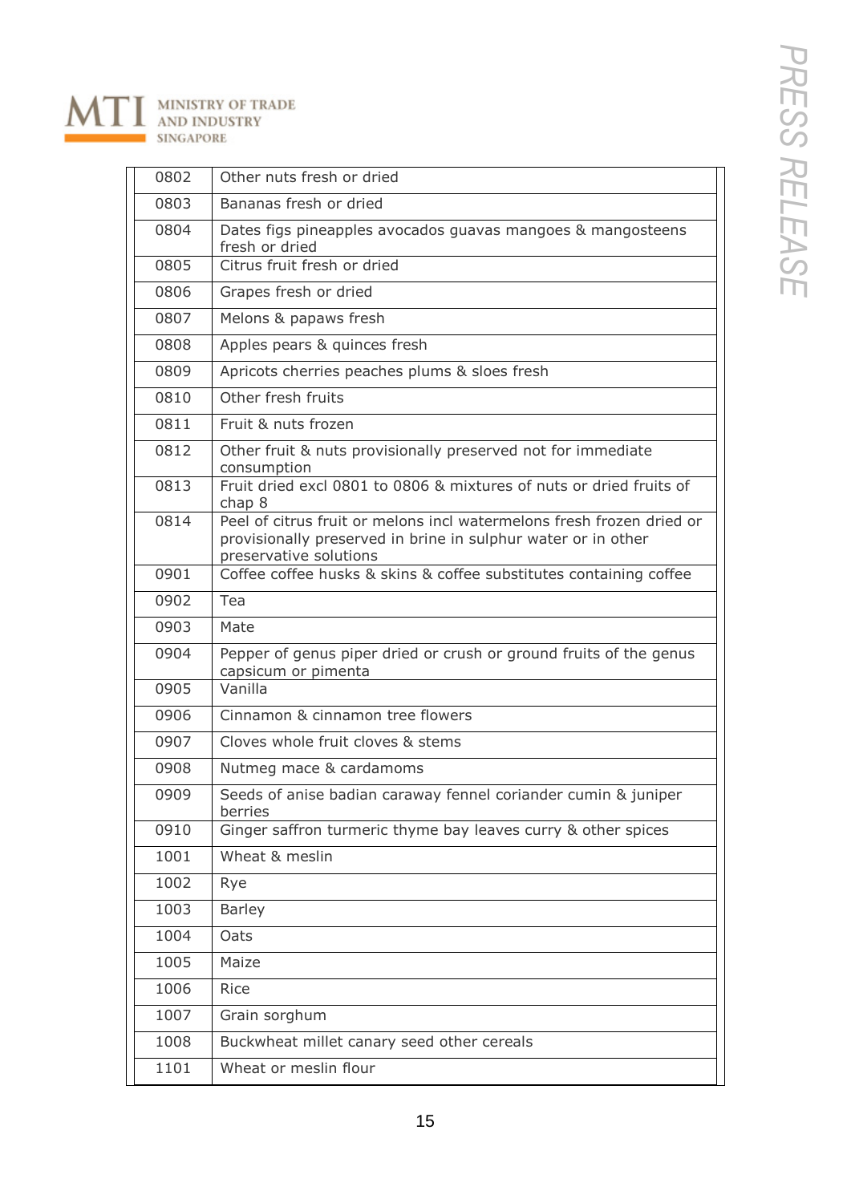| | |
|---|---|
| 0802 | Other nuts fresh or dried |
| 0803 | Bananas fresh or dried |
| 0804 | Dates figs pineapples avocados guavas mangoes & mangosteens fresh or dried |
| 0805 | Citrus fruit fresh or dried |
| 0806 | Grapes fresh or dried |
| 0807 | Melons & papaws fresh |
| 0808 | Apples pears & quinces fresh |
| 0809 | Apricots cherries peaches plums & sloes fresh |
| 0810 | Other fresh fruits |
| 0811 | Fruit & nuts frozen |
| 0812 | Other fruit & nuts provisionally preserved not for immediate consumption |
| 0813 | Fruit dried excl 0801 to 0806 & mixtures of nuts or dried fruits of chap 8 |
| 0814 | Peel of citrus fruit or melons incl watermelons fresh frozen dried or provisionally preserved in brine in sulphur water or in other preservative solutions |
| 0901 | Coffee coffee husks & skins & coffee substitutes containing coffee |
| 0902 | Tea |
| 0903 | Mate |
| 0904 | Pepper of genus piper dried or crush or ground fruits of the genus capsicum or pimenta |
| 0905 | Vanilla |
| 0906 | Cinnamon & cinnamon tree flowers |
| 0907 | Cloves whole fruit cloves & stems |
| 0908 | Nutmeg mace & cardamoms |
| 0909 | Seeds of anise badian caraway fennel coriander cumin & juniper berries |
| 0910 | Ginger saffron turmeric thyme bay leaves curry & other spices |
| 1001 | Wheat & meslin |
| 1002 | Rye |
| 1003 | Barley |
| 1004 | Oats |
| 1005 | Maize |
| 1006 | Rice |
| 1007 | Grain sorghum |
| 1008 | Buckwheat millet canary seed other cereals |
| 1101 | Wheat or meslin flour |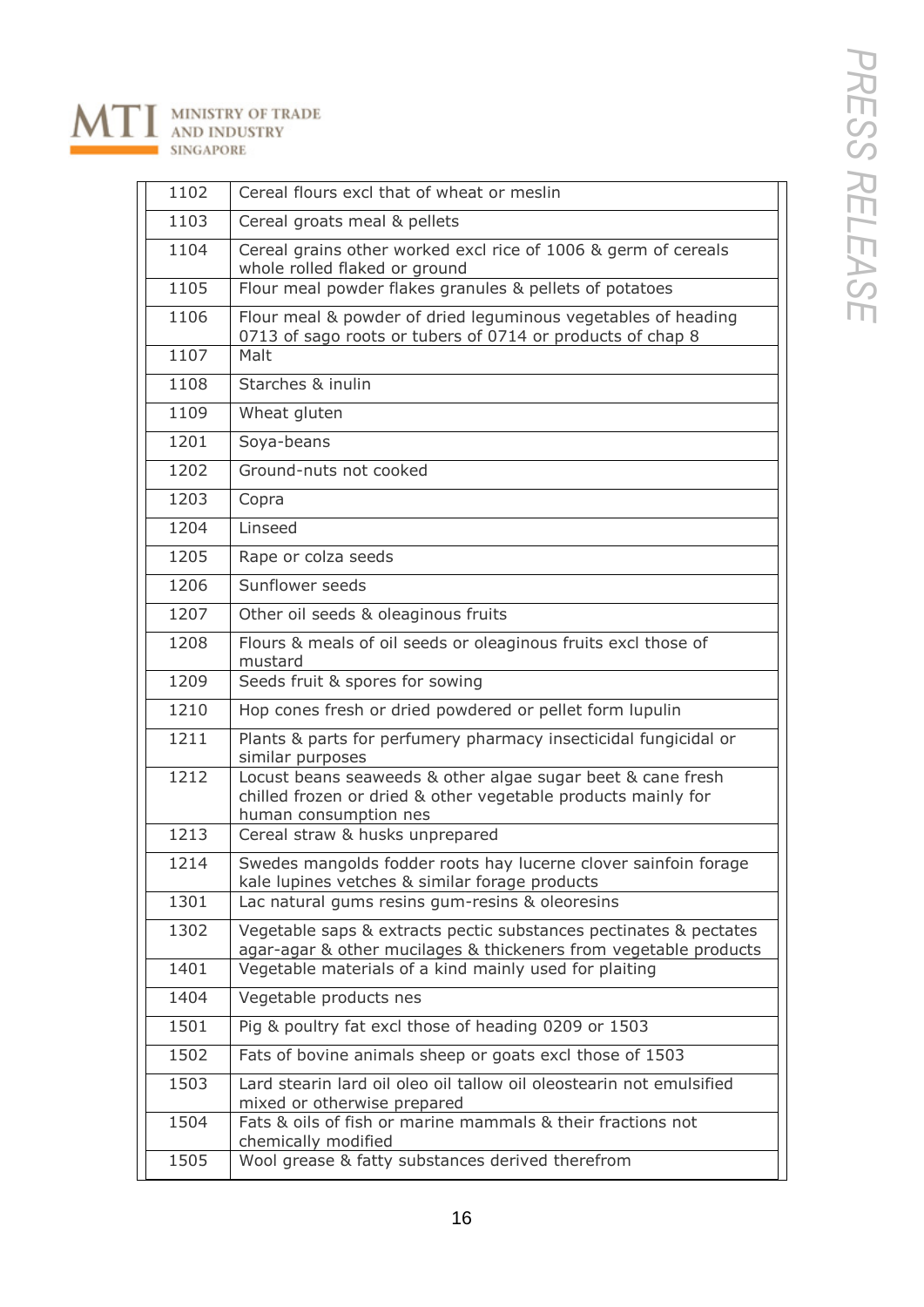| | |
|---|---|
| 1102 | Cereal flours excl that of wheat or meslin |
| 1103 | Cereal groats meal & pellets |
| 1104 | Cereal grains other worked excl rice of 1006 & germ of cereals whole rolled flaked or ground |
| 1105 | Flour meal powder flakes granules & pellets of potatoes |
| 1106 | Flour meal & powder of dried leguminous vegetables of heading 0713 of sago roots or tubers of 0714 or products of chap 8 |
| 1107 | Malt |
| 1108 | Starches & inulin |
| 1109 | Wheat gluten |
| 1201 | Soya-beans |
| 1202 | Ground-nuts not cooked |
| 1203 | Copra |
| 1204 | Linseed |
| 1205 | Rape or colza seeds |
| 1206 | Sunflower seeds |
| 1207 | Other oil seeds & oleaginous fruits |
| 1208 | Flours & meals of oil seeds or oleaginous fruits excl those of mustard |
| 1209 | Seeds fruit & spores for sowing |
| 1210 | Hop cones fresh or dried powdered or pellet form lupulin |
| 1211 | Plants & parts for perfumery pharmacy insecticidal fungicidal or similar purposes |
| 1212 | Locust beans seaweeds & other algae sugar beet & cane fresh chilled frozen or dried & other vegetable products mainly for human consumption nes |
| 1213 | Cereal straw & husks unprepared |
| 1214 | Swedes mangolds fodder roots hay lucerne clover sainfoin forage kale lupines vetches & similar forage products |
| 1301 | Lac natural gums resins gum-resins & oleoresins |
| 1302 | Vegetable saps & extracts pectic substances pectinates & pectates agar-agar & other mucilages & thickeners from vegetable products |
| 1401 | Vegetable materials of a kind mainly used for plaiting |
| 1404 | Vegetable products nes |
| 1501 | Pig & poultry fat excl those of heading 0209 or 1503 |
| 1502 | Fats of bovine animals sheep or goats excl those of 1503 |
| 1503 | Lard stearin lard oil oleo oil tallow oil oleostearin not emulsified mixed or otherwise prepared |
| 1504 | Fats & oils of fish or marine mammals & their fractions not chemically modified |
| 1505 | Wool grease & fatty substances derived therefrom |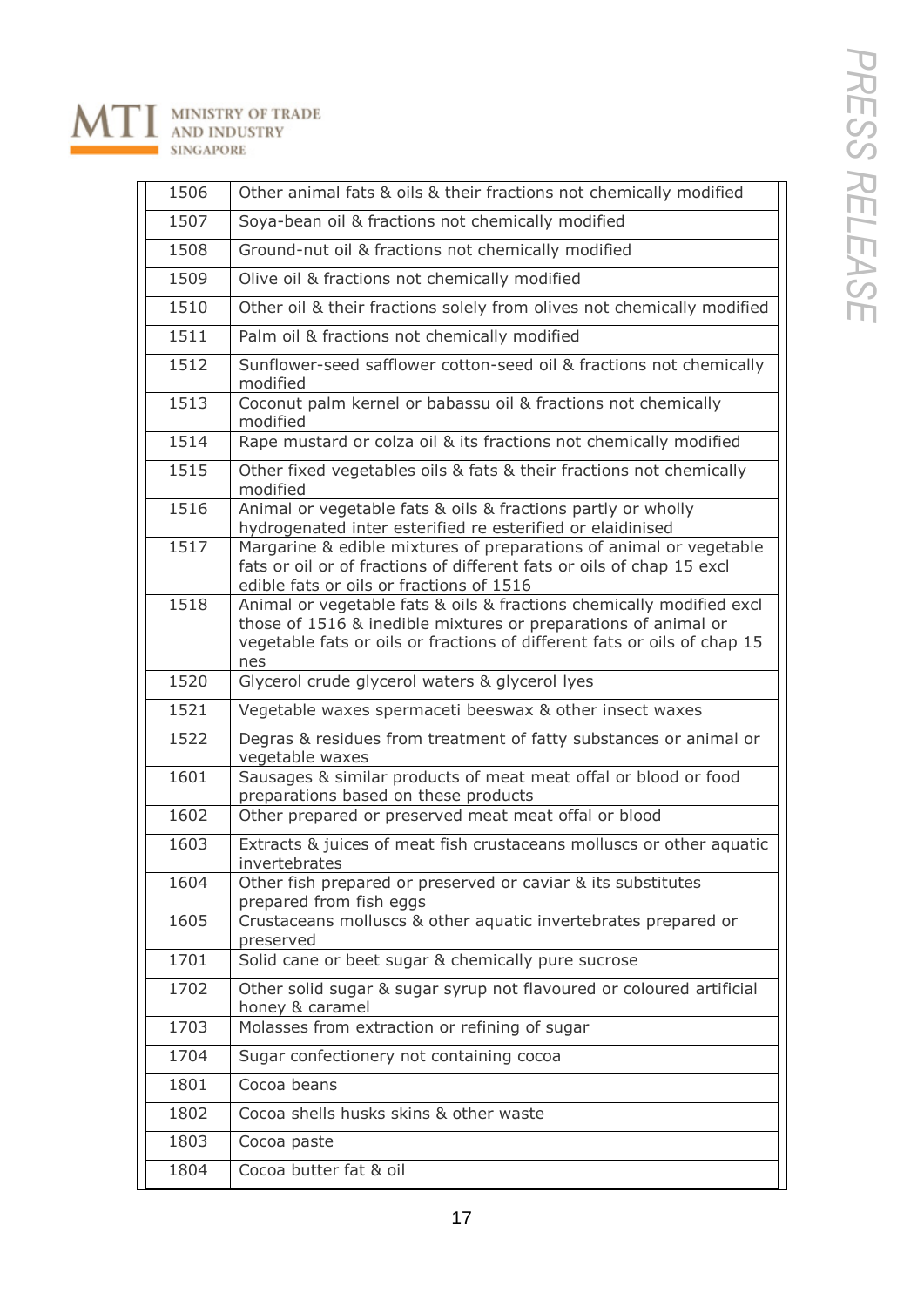| 1506 | Other animal fats & oils & their fractions not chemically modified |
|---|---|
| 1507 | Soya-bean oil & fractions not chemically modified |
| 1508 | Ground-nut oil & fractions not chemically modified |
| 1509 | Olive oil & fractions not chemically modified |
| 1510 | Other oil & their fractions solely from olives not chemically modified |
| 1511 | Palm oil & fractions not chemically modified |
| 1512 | Sunflower-seed safflower cotton-seed oil & fractions not chemically modified |
| 1513 | Coconut palm kernel or babassu oil & fractions not chemically modified |
| 1514 | Rape mustard or colza oil & its fractions not chemically modified |
| 1515 | Other fixed vegetables oils & fats & their fractions not chemically modified |
| 1516 | Animal or vegetable fats & oils & fractions partly or wholly hydrogenated inter esterified re esterified or elaidinised |
| 1517 | Margarine & edible mixtures of preparations of animal or vegetable fats or oil or of fractions of different fats or oils of chap 15 excl edible fats or oils or fractions of 1516 |
| 1518 | Animal or vegetable fats & oils & fractions chemically modified excl those of 1516 & inedible mixtures or preparations of animal or vegetable fats or oils or fractions of different fats or oils of chap 15 nes |
| 1520 | Glycerol crude glycerol waters & glycerol lyes |
| 1521 | Vegetable waxes spermaceti beeswax & other insect waxes |
| 1522 | Degras & residues from treatment of fatty substances or animal or vegetable waxes |
| 1601 | Sausages & similar products of meat meat offal or blood or food preparations based on these products |
| 1602 | Other prepared or preserved meat meat offal or blood |
| 1603 | Extracts & juices of meat fish crustaceans molluscs or other aquatic invertebrates |
| 1604 | Other fish prepared or preserved or caviar & its substitutes prepared from fish eggs |
| 1605 | Crustaceans molluscs & other aquatic invertebrates prepared or preserved |
| 1701 | Solid cane or beet sugar & chemically pure sucrose |
| 1702 | Other solid sugar & sugar syrup not flavoured or coloured artificial honey & caramel |
| 1703 | Molasses from extraction or refining of sugar |
| 1704 | Sugar confectionery not containing cocoa |
| 1801 | Cocoa beans |
| 1802 | Cocoa shells husks skins & other waste |
| 1803 | Cocoa paste |
| 1804 | Cocoa butter fat & oil |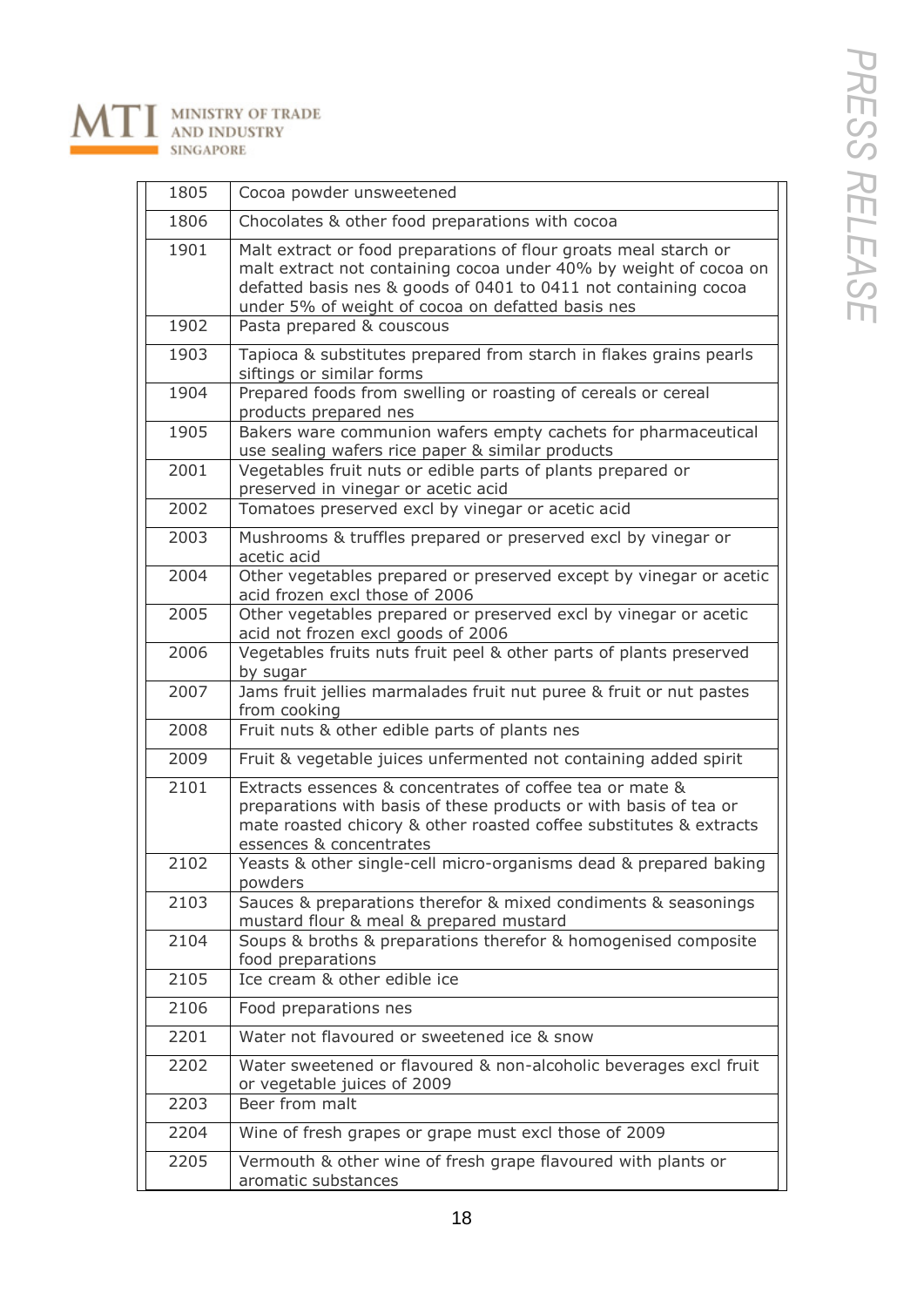| 1805 | Cocoa powder unsweetened |
|---|---|
| 1806 | Chocolates & other food preparations with cocoa |
| 1901 | Malt extract or food preparations of flour groats meal starch or malt extract not containing cocoa under 40% by weight of cocoa on defatted basis nes & goods of 0401 to 0411 not containing cocoa under 5% of weight of cocoa on defatted basis nes |
| 1902 | Pasta prepared & couscous |
| 1903 | Tapioca & substitutes prepared from starch in flakes grains pearls siftings or similar forms |
| 1904 | Prepared foods from swelling or roasting of cereals or cereal products prepared nes |
| 1905 | Bakers ware communion wafers empty cachets for pharmaceutical use sealing wafers rice paper & similar products |
| 2001 | Vegetables fruit nuts or edible parts of plants prepared or preserved in vinegar or acetic acid |
| 2002 | Tomatoes preserved excl by vinegar or acetic acid |
| 2003 | Mushrooms & truffles prepared or preserved excl by vinegar or acetic acid |
| 2004 | Other vegetables prepared or preserved except by vinegar or acetic acid frozen excl those of 2006 |
| 2005 | Other vegetables prepared or preserved excl by vinegar or acetic acid not frozen excl goods of 2006 |
| 2006 | Vegetables fruits nuts fruit peel & other parts of plants preserved by sugar |
| 2007 | Jams fruit jellies marmalades fruit nut puree & fruit or nut pastes from cooking |
| 2008 | Fruit nuts & other edible parts of plants nes |
| 2009 | Fruit & vegetable juices unfermented not containing added spirit |
| 2101 | Extracts essences & concentrates of coffee tea or mate & preparations with basis of these products or with basis of tea or mate roasted chicory & other roasted coffee substitutes & extracts essences & concentrates |
| 2102 | Yeasts & other single-cell micro-organisms dead & prepared baking powders |
| 2103 | Sauces & preparations therefor & mixed condiments & seasonings mustard flour & meal & prepared mustard |
| 2104 | Soups & broths & preparations therefor & homogenised composite food preparations |
| 2105 | Ice cream & other edible ice |
| 2106 | Food preparations nes |
| 2201 | Water not flavoured or sweetened ice & snow |
| 2202 | Water sweetened or flavoured & non-alcoholic beverages excl fruit or vegetable juices of 2009 |
| 2203 | Beer from malt |
| 2204 | Wine of fresh grapes or grape must excl those of 2009 |
| 2205 | Vermouth & other wine of fresh grape flavoured with plants or aromatic substances |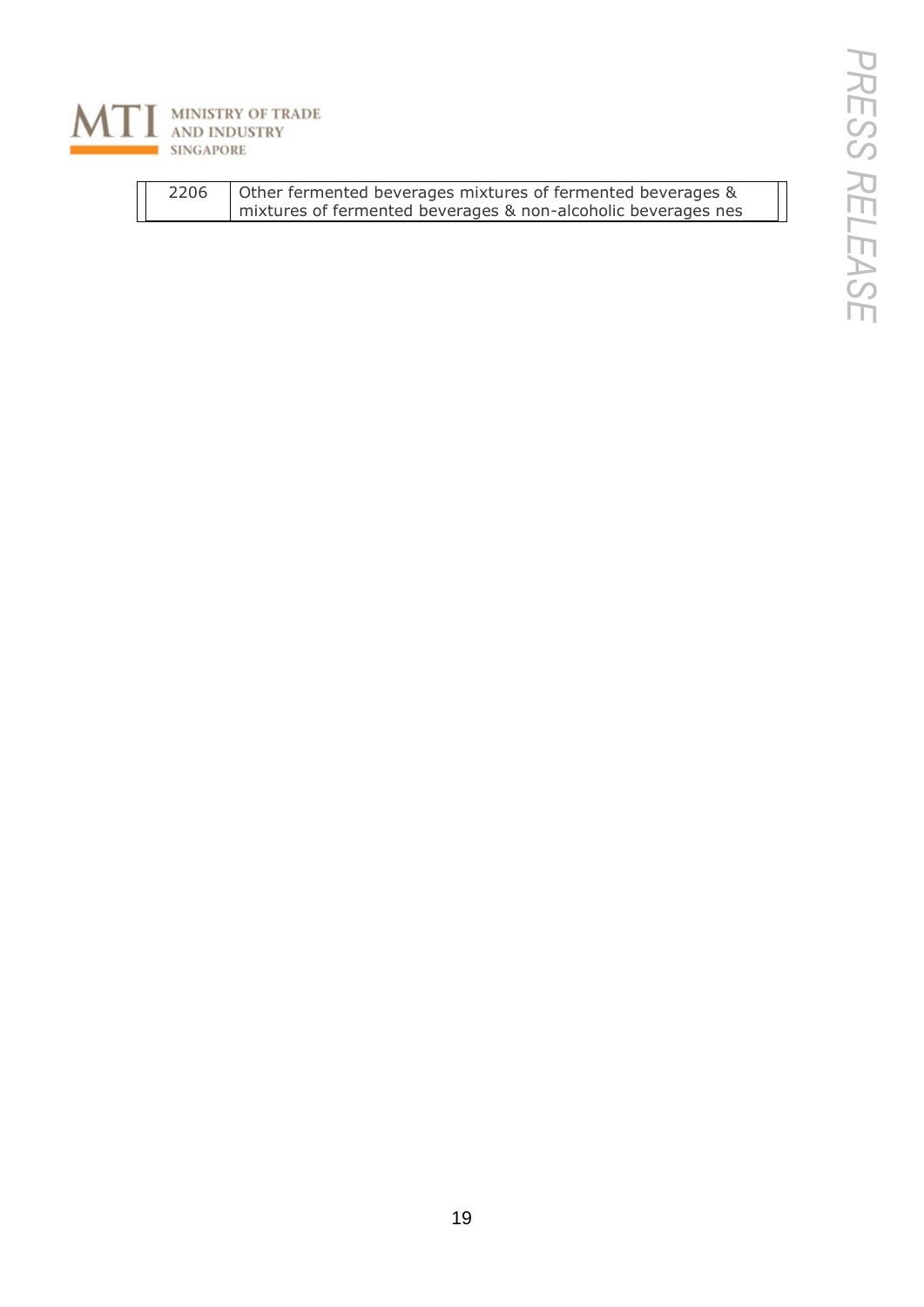| | |
|---|---|
| 2206 | Other fermented beverages mixtures of fermented beverages & mixtures of fermented beverages & non-alcoholic beverages nes |